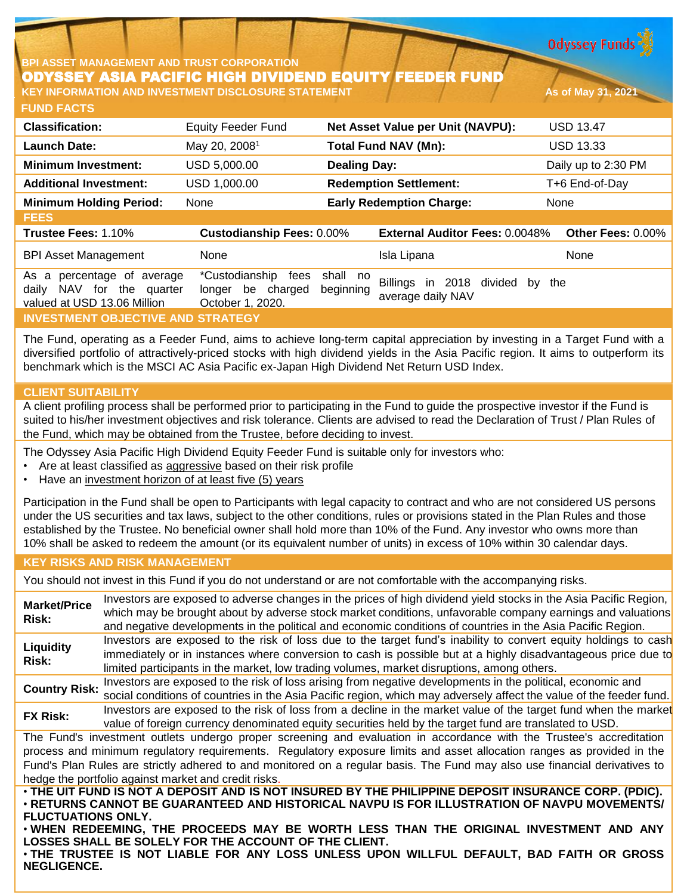BPI ASSET MANAGEMENT AND TRUST CORPORATION

# ODYSSEY ASIA PACIFIC HIGH DIVIDEND EQUITY FEEDER FUND

**KEY INFORMATION AND INVESTMENT DISCLOSURE STATEMENT** — As of May 31, 2021

Odyssey Funds

## FUND FACTS

| | | | |
|---|---|---|---|
| **Classification:** | Equity Feeder Fund | **Net Asset Value per Unit (NAVPU):** | USD 13.47 |
| **Launch Date:** | May 20, 2008[1] | **Total Fund NAV (Mn):** | USD 13.33 |
| **Minimum Investment:** | USD 5,000.00 | **Dealing Day:** | Daily up to 2:30 PM |
| **Additional Investment:** | USD 1,000.00 | **Redemption Settlement:** | T+6 End-of-Day |
| **Minimum Holding Period:** | None | **Early Redemption Charge:** | None |

## FEES

| **Trustee Fees:** 1.10% | **Custodianship Fees:** 0.00% | **External Auditor Fees:** 0.0048% | **Other Fees:** 0.00% |
|---|---|---|---|
| BPI Asset Management | None | Isla Lipana | None |
| As a percentage of average daily NAV for the quarter valued at USD 13.06 Million | *Custodianship fees shall no longer be charged beginning October 1, 2020. | Billings in 2018 divided by the average daily NAV | |

## INVESTMENT OBJECTIVE AND STRATEGY

The Fund, operating as a Feeder Fund, aims to achieve long-term capital appreciation by investing in a Target Fund with a diversified portfolio of attractively-priced stocks with high dividend yields in the Asia Pacific region. It aims to outperform its benchmark which is the MSCI AC Asia Pacific ex-Japan High Dividend Net Return USD Index.

## CLIENT SUITABILITY

A client profiling process shall be performed prior to participating in the Fund to guide the prospective investor if the Fund is suited to his/her investment objectives and risk tolerance. Clients are advised to read the Declaration of Trust / Plan Rules of the Fund, which may be obtained from the Trustee, before deciding to invest.

The Odyssey Asia Pacific High Dividend Equity Feeder Fund is suitable only for investors who:

- Are at least classified as aggressive based on their risk profile
- Have an investment horizon of at least five (5) years

Participation in the Fund shall be open to Participants with legal capacity to contract and who are not considered US persons under the US securities and tax laws, subject to the other conditions, rules or provisions stated in the Plan Rules and those established by the Trustee. No beneficial owner shall hold more than 10% of the Fund. Any investor who owns more than 10% shall be asked to redeem the amount (or its equivalent number of units) in excess of 10% within 30 calendar days.

## KEY RISKS AND RISK MANAGEMENT

You should not invest in this Fund if you do not understand or are not comfortable with the accompanying risks.

| | |
|---|---|
| **Market/Price Risk:** | Investors are exposed to adverse changes in the prices of high dividend yield stocks in the Asia Pacific Region, which may be brought about by adverse stock market conditions, unfavorable company earnings and valuations and negative developments in the political and economic conditions of countries in the Asia Pacific Region. |
| **Liquidity Risk:** | Investors are exposed to the risk of loss due to the target fund's inability to convert equity holdings to cash immediately or in instances where conversion to cash is possible but at a highly disadvantageous price due to limited participants in the market, low trading volumes, market disruptions, among others. |
| **Country Risk:** | Investors are exposed to the risk of loss arising from negative developments in the political, economic and social conditions of countries in the Asia Pacific region, which may adversely affect the value of the feeder fund. |
| **FX Risk:** | Investors are exposed to the risk of loss from a decline in the market value of the target fund when the market value of foreign currency denominated equity securities held by the target fund are translated to USD. |

The Fund's investment outlets undergo proper screening and evaluation in accordance with the Trustee's accreditation process and minimum regulatory requirements. Regulatory exposure limits and asset allocation ranges as provided in the Fund's Plan Rules are strictly adhered to and monitored on a regular basis. The Fund may also use financial derivatives to hedge the portfolio against market and credit risks.

- **THE UIT FUND IS NOT A DEPOSIT AND IS NOT INSURED BY THE PHILIPPINE DEPOSIT INSURANCE CORP. (PDIC).**
- **RETURNS CANNOT BE GUARANTEED AND HISTORICAL NAVPU IS FOR ILLUSTRATION OF NAVPU MOVEMENTS/ FLUCTUATIONS ONLY.**
- **WHEN REDEEMING, THE PROCEEDS MAY BE WORTH LESS THAN THE ORIGINAL INVESTMENT AND ANY LOSSES SHALL BE SOLELY FOR THE ACCOUNT OF THE CLIENT.**
- **THE TRUSTEE IS NOT LIABLE FOR ANY LOSS UNLESS UPON WILLFUL DEFAULT, BAD FAITH OR GROSS NEGLIGENCE.**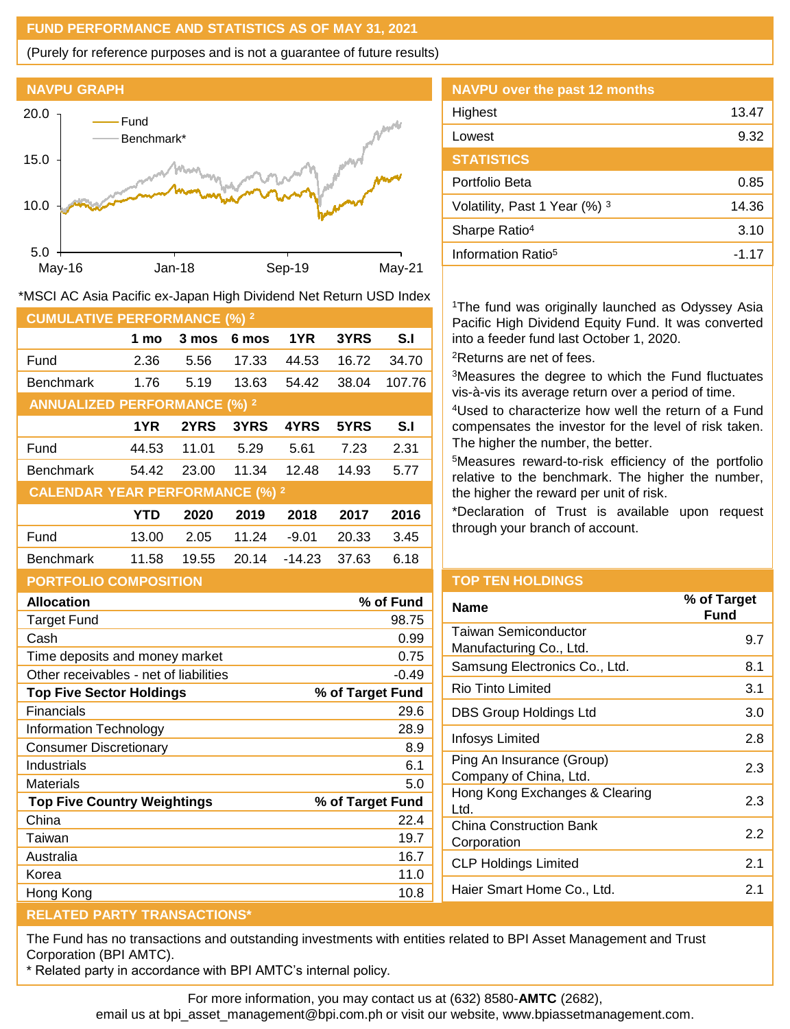## FUND PERFORMANCE AND STATISTICS AS OF MAY 31, 2021

(Purely for reference purposes and is not a guarantee of future results)

### NAVPU GRAPH

Fund
Benchmark*

20.0
15.0
10.0
5.0

May-16 Jan-18 Sep-19 May-21

*MSCI AC Asia Pacific ex-Japan High Dividend Net Return USD Index

### NAVPU over the past 12 months

| | |
|---|---|
| Highest | 13.47 |
| Lowest | 9.32 |

### STATISTICS

| | |
|---|---|
| Portfolio Beta | 0.85 |
| Volatility, Past 1 Year (%) [3] | 14.36 |
| Sharpe Ratio[4] | 3.10 |
| Information Ratio[5] | -1.17 |

### CUMULATIVE PERFORMANCE (%) [2]

| | 1 mo | 3 mos | 6 mos | 1YR | 3YRS | S.I |
|---|---|---|---|---|---|---|
| Fund | 2.36 | 5.56 | 17.33 | 44.53 | 16.72 | 34.70 |
| Benchmark | 1.76 | 5.19 | 13.63 | 54.42 | 38.04 | 107.76 |

### ANNUALIZED PERFORMANCE (%) [2]

| | 1YR | 2YRS | 3YRS | 4YRS | 5YRS | S.I |
|---|---|---|---|---|---|---|
| Fund | 44.53 | 11.01 | 5.29 | 5.61 | 7.23 | 2.31 |
| Benchmark | 54.42 | 23.00 | 11.34 | 12.48 | 14.93 | 5.77 |

### CALENDAR YEAR PERFORMANCE (%) [2]

| | YTD | 2020 | 2019 | 2018 | 2017 | 2016 |
|---|---|---|---|---|---|---|
| Fund | 13.00 | 2.05 | 11.24 | -9.01 | 20.33 | 3.45 |
| Benchmark | 11.58 | 19.55 | 20.14 | -14.23 | 37.63 | 6.18 |

[1]The fund was originally launched as Odyssey Asia Pacific High Dividend Equity Fund. It was converted into a feeder fund last October 1, 2020.

[2]Returns are net of fees.

[3]Measures the degree to which the Fund fluctuates vis-à-vis its average return over a period of time.

[4]Used to characterize how well the return of a Fund compensates the investor for the level of risk taken. The higher the number, the better.

[5]Measures reward-to-risk efficiency of the portfolio relative to the benchmark. The higher the number, the higher the reward per unit of risk.

*Declaration of Trust is available upon request through your branch of account.

### PORTFOLIO COMPOSITION

| Allocation | % of Fund |
|---|---|
| Target Fund | 98.75 |
| Cash | 0.99 |
| Time deposits and money market | 0.75 |
| Other receivables - net of liabilities | -0.49 |

| Top Five Sector Holdings | % of Target Fund |
|---|---|
| Financials | 29.6 |
| Information Technology | 28.9 |
| Consumer Discretionary | 8.9 |
| Industrials | 6.1 |
| Materials | 5.0 |

| Top Five Country Weightings | % of Target Fund |
|---|---|
| China | 22.4 |
| Taiwan | 19.7 |
| Australia | 16.7 |
| Korea | 11.0 |
| Hong Kong | 10.8 |

### TOP TEN HOLDINGS

| Name | % of Target Fund |
|---|---|
| Taiwan Semiconductor Manufacturing Co., Ltd. | 9.7 |
| Samsung Electronics Co., Ltd. | 8.1 |
| Rio Tinto Limited | 3.1 |
| DBS Group Holdings Ltd | 3.0 |
| Infosys Limited | 2.8 |
| Ping An Insurance (Group) Company of China, Ltd. | 2.3 |
| Hong Kong Exchanges & Clearing Ltd. | 2.3 |
| China Construction Bank Corporation | 2.2 |
| CLP Holdings Limited | 2.1 |
| Haier Smart Home Co., Ltd. | 2.1 |

### RELATED PARTY TRANSACTIONS*

The Fund has no transactions and outstanding investments with entities related to BPI Asset Management and Trust Corporation (BPI AMTC).

* Related party in accordance with BPI AMTC's internal policy.

For more information, you may contact us at (632) 8580-**AMTC** (2682), email us at bpi_asset_management@bpi.com.ph or visit our website, www.bpiassetmanagement.com.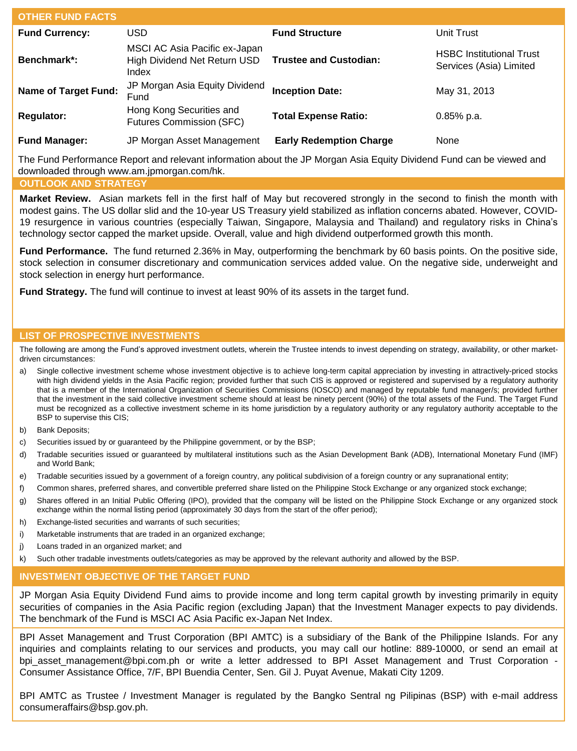## OTHER FUND FACTS

| | | | |
|---|---|---|---|
| **Fund Currency:** | USD | **Fund Structure** | Unit Trust |
| **Benchmark*:** | MSCI AC Asia Pacific ex-Japan High Dividend Net Return USD Index | **Trustee and Custodian:** | HSBC Institutional Trust Services (Asia) Limited |
| **Name of Target Fund:** | JP Morgan Asia Equity Dividend Fund | **Inception Date:** | May 31, 2013 |
| **Regulator:** | Hong Kong Securities and Futures Commission (SFC) | **Total Expense Ratio:** | 0.85% p.a. |
| **Fund Manager:** | JP Morgan Asset Management | **Early Redemption Charge** | None |

The Fund Performance Report and relevant information about the JP Morgan Asia Equity Dividend Fund can be viewed and downloaded through www.am.jpmorgan.com/hk.

## OUTLOOK AND STRATEGY

**Market Review.** Asian markets fell in the first half of May but recovered strongly in the second to finish the month with modest gains. The US dollar slid and the 10-year US Treasury yield stabilized as inflation concerns abated. However, COVID-19 resurgence in various countries (especially Taiwan, Singapore, Malaysia and Thailand) and regulatory risks in China's technology sector capped the market upside. Overall, value and high dividend outperformed growth this month.

**Fund Performance.** The fund returned 2.36% in May, outperforming the benchmark by 60 basis points. On the positive side, stock selection in consumer discretionary and communication services added value. On the negative side, underweight and stock selection in energy hurt performance.

**Fund Strategy.** The fund will continue to invest at least 90% of its assets in the target fund.

## LIST OF PROSPECTIVE INVESTMENTS

The following are among the Fund's approved investment outlets, wherein the Trustee intends to invest depending on strategy, availability, or other market-driven circumstances:

a) Single collective investment scheme whose investment objective is to achieve long-term capital appreciation by investing in attractively-priced stocks with high dividend yields in the Asia Pacific region; provided further that such CIS is approved or registered and supervised by a regulatory authority that is a member of the International Organization of Securities Commissions (IOSCO) and managed by reputable fund manager/s; provided further that the investment in the said collective investment scheme should at least be ninety percent (90%) of the total assets of the Fund. The Target Fund must be recognized as a collective investment scheme in its home jurisdiction by a regulatory authority or any regulatory authority acceptable to the BSP to supervise this CIS;

b) Bank Deposits;

c) Securities issued by or guaranteed by the Philippine government, or by the BSP;

d) Tradable securities issued or guaranteed by multilateral institutions such as the Asian Development Bank (ADB), International Monetary Fund (IMF) and World Bank;

e) Tradable securities issued by a government of a foreign country, any political subdivision of a foreign country or any supranational entity;

f) Common shares, preferred shares, and convertible preferred share listed on the Philippine Stock Exchange or any organized stock exchange;

g) Shares offered in an Initial Public Offering (IPO), provided that the company will be listed on the Philippine Stock Exchange or any organized stock exchange within the normal listing period (approximately 30 days from the start of the offer period);

h) Exchange-listed securities and warrants of such securities;

i) Marketable instruments that are traded in an organized exchange;

j) Loans traded in an organized market; and

k) Such other tradable investments outlets/categories as may be approved by the relevant authority and allowed by the BSP.

## INVESTMENT OBJECTIVE OF THE TARGET FUND

JP Morgan Asia Equity Dividend Fund aims to provide income and long term capital growth by investing primarily in equity securities of companies in the Asia Pacific region (excluding Japan) that the Investment Manager expects to pay dividends. The benchmark of the Fund is MSCI AC Asia Pacific ex-Japan Net Index.

BPI Asset Management and Trust Corporation (BPI AMTC) is a subsidiary of the Bank of the Philippine Islands. For any inquiries and complaints relating to our services and products, you may call our hotline: 889-10000, or send an email at bpi_asset_management@bpi.com.ph or write a letter addressed to BPI Asset Management and Trust Corporation - Consumer Assistance Office, 7/F, BPI Buendia Center, Sen. Gil J. Puyat Avenue, Makati City 1209.

BPI AMTC as Trustee / Investment Manager is regulated by the Bangko Sentral ng Pilipinas (BSP) with e-mail address consumeraffairs@bsp.gov.ph.